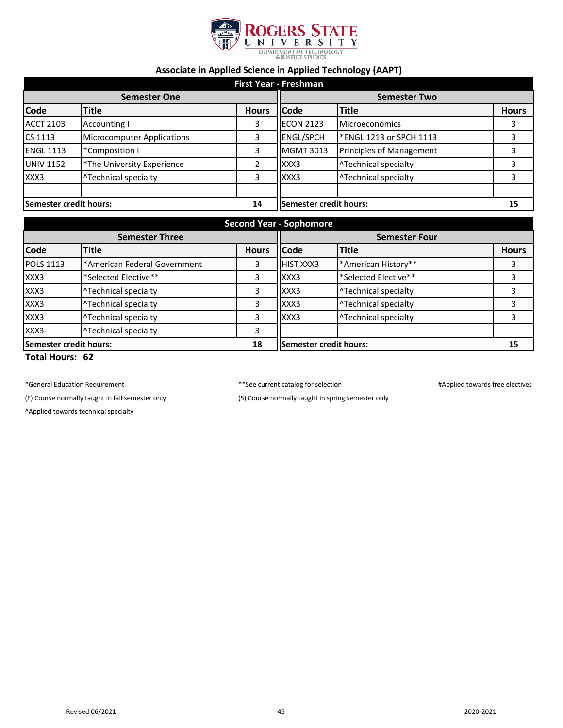Rogers State University

Department of Technology & Justice Studies

## Associate in Applied Science in Applied Technology (AAPT)

### First Year - Freshman

| Semester One | | | Semester Two | | |
|---|---|---|---|---|---|
| **Code** | **Title** | **Hours** | **Code** | **Title** | **Hours** |
| ACCT 2103 | Accounting I | 3 | ECON 2123 | Microeconomics | 3 |
| CS 1113 | Microcomputer Applications | 3 | ENGL/SPCH | *ENGL 1213 or SPCH 1113 | 3 |
| ENGL 1113 | *Composition I | 3 | MGMT 3013 | Principles of Management | 3 |
| UNIV 1152 | *The University Experience | 2 | XXX3 | ^Technical specialty | 3 |
| XXX3 | ^Technical specialty | 3 | XXX3 | ^Technical specialty | 3 |
| | | | | | |
| **Semester credit hours:** | | **14** | **Semester credit hours:** | | **15** |

### Second Year - Sophomore

| Semester Three | | | Semester Four | | |
|---|---|---|---|---|---|
| **Code** | **Title** | **Hours** | **Code** | **Title** | **Hours** |
| POLS 1113 | *American Federal Government | 3 | HIST XXX3 | *American History** | 3 |
| XXX3 | *Selected Elective** | 3 | XXX3 | *Selected Elective** | 3 |
| XXX3 | ^Technical specialty | 3 | XXX3 | ^Technical specialty | 3 |
| XXX3 | ^Technical specialty | 3 | XXX3 | ^Technical specialty | 3 |
| XXX3 | ^Technical specialty | 3 | XXX3 | ^Technical specialty | 3 |
| XXX3 | ^Technical specialty | 3 | | | |
| **Semester credit hours:** | | **18** | **Semester credit hours:** | | **15** |

**Total Hours: 62**

*General Education Requirement

**See current catalog for selection

#Applied towards free electives

(F) Course normally taught in fall semester only

(S) Course normally taught in spring semester only

^Applied towards technical specialty

Revised 06/2021

2020-2021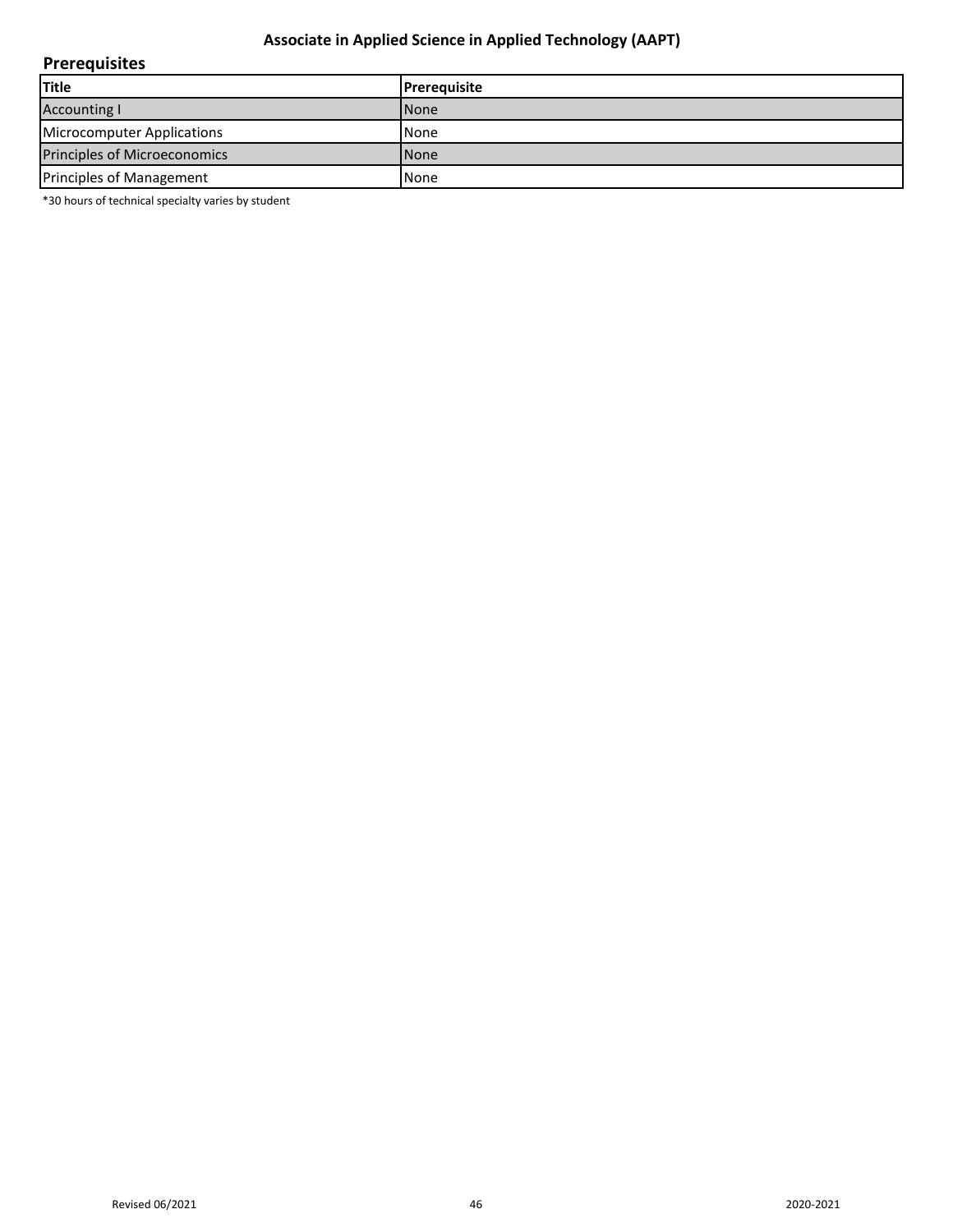**Associate in Applied Science in Applied Technology (AAPT)**

## Prerequisites

| Title | Prerequisite |
|---|---|
| Accounting I | None |
| Microcomputer Applications | None |
| Principles of Microeconomics | None |
| Principles of Management | None |

*30 hours of technical specialty varies by student